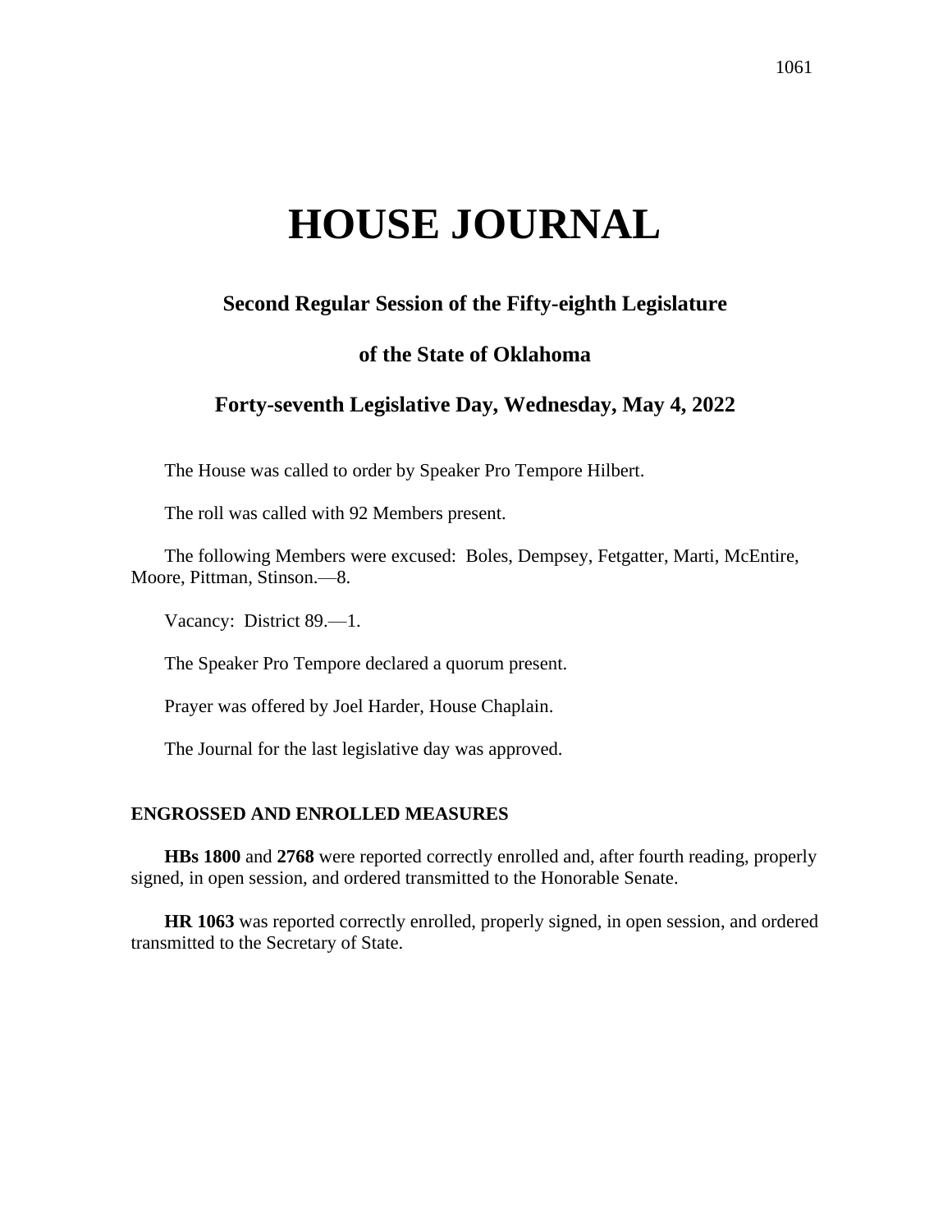# HOUSE JOURNAL

## Second Regular Session of the Fifty-eighth Legislature

## of the State of Oklahoma

## Forty-seventh Legislative Day, Wednesday, May 4, 2022

The House was called to order by Speaker Pro Tempore Hilbert.

The roll was called with 92 Members present.

The following Members were excused: Boles, Dempsey, Fetgatter, Marti, McEntire, Moore, Pittman, Stinson.—8.

Vacancy: District 89.—1.

The Speaker Pro Tempore declared a quorum present.

Prayer was offered by Joel Harder, House Chaplain.

The Journal for the last legislative day was approved.

### ENGROSSED AND ENROLLED MEASURES

**HBs 1800** and **2768** were reported correctly enrolled and, after fourth reading, properly signed, in open session, and ordered transmitted to the Honorable Senate.

**HR 1063** was reported correctly enrolled, properly signed, in open session, and ordered transmitted to the Secretary of State.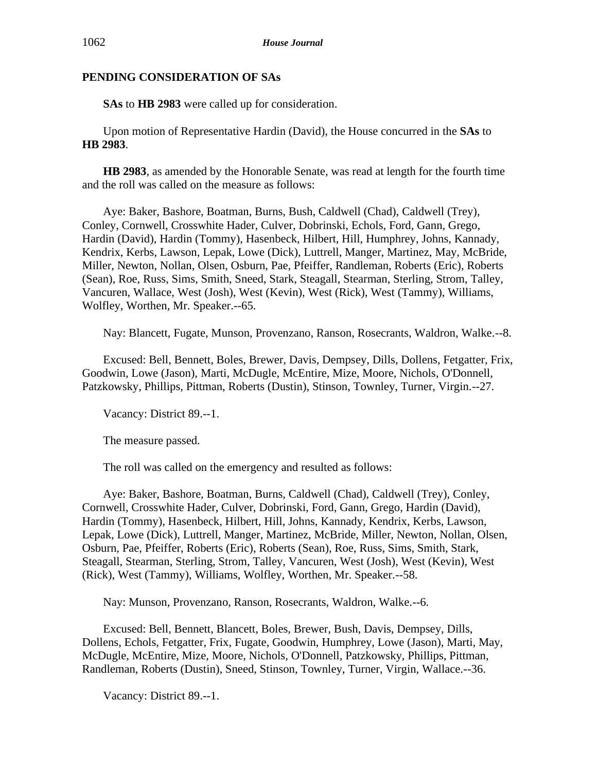## PENDING CONSIDERATION OF SAs

**SAs** to **HB 2983** were called up for consideration.

Upon motion of Representative Hardin (David), the House concurred in the **SAs** to **HB 2983**.

**HB 2983**, as amended by the Honorable Senate, was read at length for the fourth time and the roll was called on the measure as follows:

Aye: Baker, Bashore, Boatman, Burns, Bush, Caldwell (Chad), Caldwell (Trey), Conley, Cornwell, Crosswhite Hader, Culver, Dobrinski, Echols, Ford, Gann, Grego, Hardin (David), Hardin (Tommy), Hasenbeck, Hilbert, Hill, Humphrey, Johns, Kannady, Kendrix, Kerbs, Lawson, Lepak, Lowe (Dick), Luttrell, Manger, Martinez, May, McBride, Miller, Newton, Nollan, Olsen, Osburn, Pae, Pfeiffer, Randleman, Roberts (Eric), Roberts (Sean), Roe, Russ, Sims, Smith, Sneed, Stark, Steagall, Stearman, Sterling, Strom, Talley, Vancuren, Wallace, West (Josh), West (Kevin), West (Rick), West (Tammy), Williams, Wolfley, Worthen, Mr. Speaker.--65.

Nay: Blancett, Fugate, Munson, Provenzano, Ranson, Rosecrants, Waldron, Walke.--8.

Excused: Bell, Bennett, Boles, Brewer, Davis, Dempsey, Dills, Dollens, Fetgatter, Frix, Goodwin, Lowe (Jason), Marti, McDugle, McEntire, Mize, Moore, Nichols, O'Donnell, Patzkowsky, Phillips, Pittman, Roberts (Dustin), Stinson, Townley, Turner, Virgin.--27.

Vacancy: District 89.--1.

The measure passed.

The roll was called on the emergency and resulted as follows:

Aye: Baker, Bashore, Boatman, Burns, Caldwell (Chad), Caldwell (Trey), Conley, Cornwell, Crosswhite Hader, Culver, Dobrinski, Ford, Gann, Grego, Hardin (David), Hardin (Tommy), Hasenbeck, Hilbert, Hill, Johns, Kannady, Kendrix, Kerbs, Lawson, Lepak, Lowe (Dick), Luttrell, Manger, Martinez, McBride, Miller, Newton, Nollan, Olsen, Osburn, Pae, Pfeiffer, Roberts (Eric), Roberts (Sean), Roe, Russ, Sims, Smith, Stark, Steagall, Stearman, Sterling, Strom, Talley, Vancuren, West (Josh), West (Kevin), West (Rick), West (Tammy), Williams, Wolfley, Worthen, Mr. Speaker.--58.

Nay: Munson, Provenzano, Ranson, Rosecrants, Waldron, Walke.--6.

Excused: Bell, Bennett, Blancett, Boles, Brewer, Bush, Davis, Dempsey, Dills, Dollens, Echols, Fetgatter, Frix, Fugate, Goodwin, Humphrey, Lowe (Jason), Marti, May, McDugle, McEntire, Mize, Moore, Nichols, O'Donnell, Patzkowsky, Phillips, Pittman, Randleman, Roberts (Dustin), Sneed, Stinson, Townley, Turner, Virgin, Wallace.--36.

Vacancy: District 89.--1.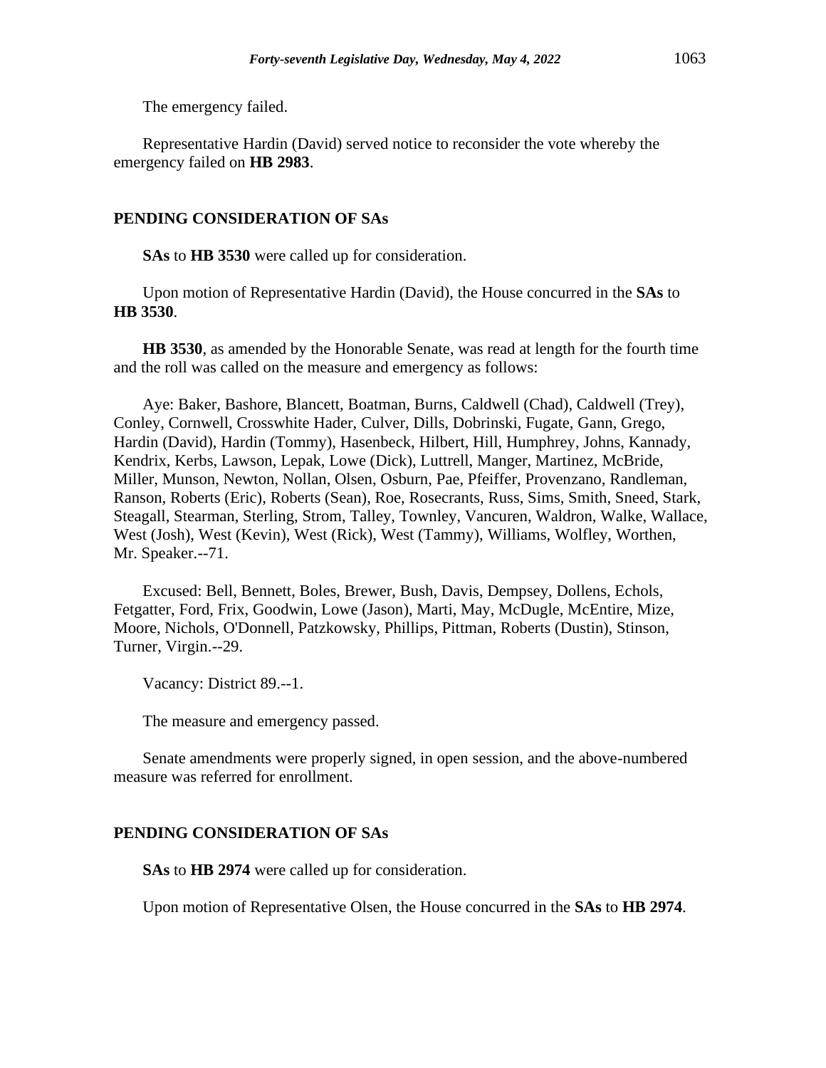The emergency failed.

Representative Hardin (David) served notice to reconsider the vote whereby the emergency failed on **HB 2983**.

## PENDING CONSIDERATION OF SAs

**SAs** to **HB 3530** were called up for consideration.

Upon motion of Representative Hardin (David), the House concurred in the **SAs** to **HB 3530**.

**HB 3530**, as amended by the Honorable Senate, was read at length for the fourth time and the roll was called on the measure and emergency as follows:

Aye: Baker, Bashore, Blancett, Boatman, Burns, Caldwell (Chad), Caldwell (Trey), Conley, Cornwell, Crosswhite Hader, Culver, Dills, Dobrinski, Fugate, Gann, Grego, Hardin (David), Hardin (Tommy), Hasenbeck, Hilbert, Hill, Humphrey, Johns, Kannady, Kendrix, Kerbs, Lawson, Lepak, Lowe (Dick), Luttrell, Manger, Martinez, McBride, Miller, Munson, Newton, Nollan, Olsen, Osburn, Pae, Pfeiffer, Provenzano, Randleman, Ranson, Roberts (Eric), Roberts (Sean), Roe, Rosecrants, Russ, Sims, Smith, Sneed, Stark, Steagall, Stearman, Sterling, Strom, Talley, Townley, Vancuren, Waldron, Walke, Wallace, West (Josh), West (Kevin), West (Rick), West (Tammy), Williams, Wolfley, Worthen, Mr. Speaker.--71.

Excused: Bell, Bennett, Boles, Brewer, Bush, Davis, Dempsey, Dollens, Echols, Fetgatter, Ford, Frix, Goodwin, Lowe (Jason), Marti, May, McDugle, McEntire, Mize, Moore, Nichols, O'Donnell, Patzkowsky, Phillips, Pittman, Roberts (Dustin), Stinson, Turner, Virgin.--29.

Vacancy: District 89.--1.

The measure and emergency passed.

Senate amendments were properly signed, in open session, and the above-numbered measure was referred for enrollment.

## PENDING CONSIDERATION OF SAs

**SAs** to **HB 2974** were called up for consideration.

Upon motion of Representative Olsen, the House concurred in the **SAs** to **HB 2974**.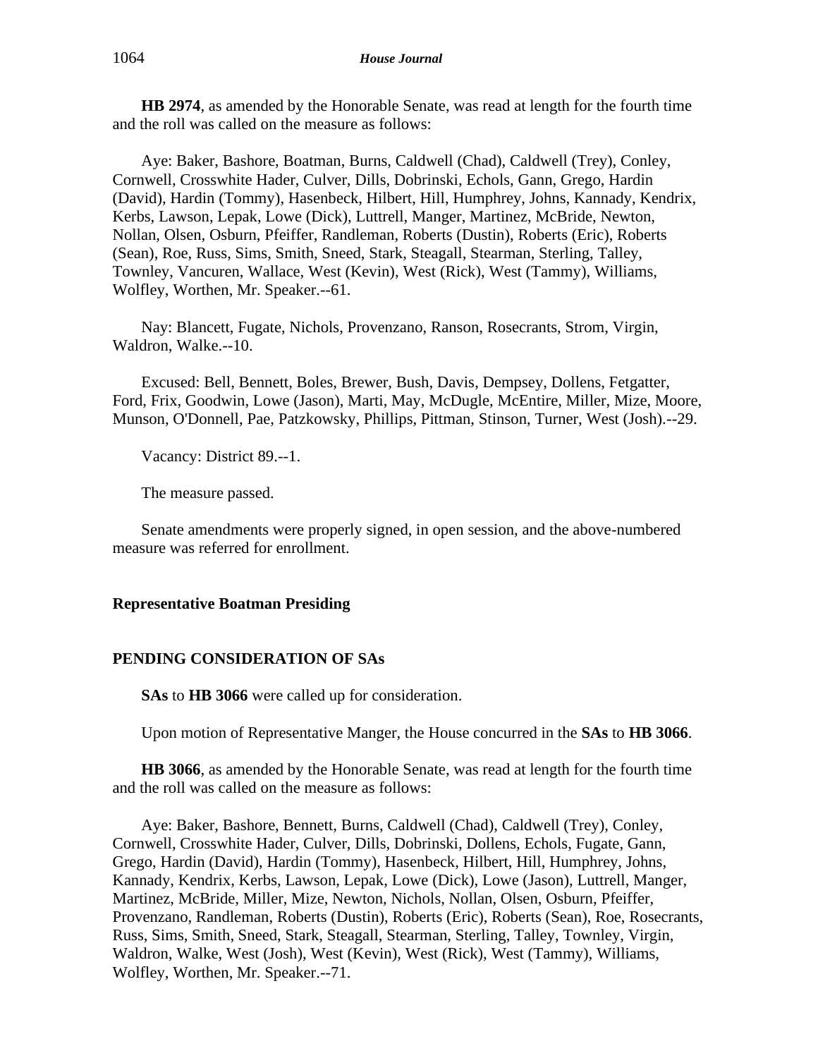**HB 2974**, as amended by the Honorable Senate, was read at length for the fourth time and the roll was called on the measure as follows:

Aye: Baker, Bashore, Boatman, Burns, Caldwell (Chad), Caldwell (Trey), Conley, Cornwell, Crosswhite Hader, Culver, Dills, Dobrinski, Echols, Gann, Grego, Hardin (David), Hardin (Tommy), Hasenbeck, Hilbert, Hill, Humphrey, Johns, Kannady, Kendrix, Kerbs, Lawson, Lepak, Lowe (Dick), Luttrell, Manger, Martinez, McBride, Newton, Nollan, Olsen, Osburn, Pfeiffer, Randleman, Roberts (Dustin), Roberts (Eric), Roberts (Sean), Roe, Russ, Sims, Smith, Sneed, Stark, Steagall, Stearman, Sterling, Talley, Townley, Vancuren, Wallace, West (Kevin), West (Rick), West (Tammy), Williams, Wolfley, Worthen, Mr. Speaker.--61.

Nay: Blancett, Fugate, Nichols, Provenzano, Ranson, Rosecrants, Strom, Virgin, Waldron, Walke.--10.

Excused: Bell, Bennett, Boles, Brewer, Bush, Davis, Dempsey, Dollens, Fetgatter, Ford, Frix, Goodwin, Lowe (Jason), Marti, May, McDugle, McEntire, Miller, Mize, Moore, Munson, O'Donnell, Pae, Patzkowsky, Phillips, Pittman, Stinson, Turner, West (Josh).--29.

Vacancy: District 89.--1.

The measure passed.

Senate amendments were properly signed, in open session, and the above-numbered measure was referred for enrollment.

**Representative Boatman Presiding**

**PENDING CONSIDERATION OF SAs**

**SAs** to **HB 3066** were called up for consideration.

Upon motion of Representative Manger, the House concurred in the **SAs** to **HB 3066**.

**HB 3066**, as amended by the Honorable Senate, was read at length for the fourth time and the roll was called on the measure as follows:

Aye: Baker, Bashore, Bennett, Burns, Caldwell (Chad), Caldwell (Trey), Conley, Cornwell, Crosswhite Hader, Culver, Dills, Dobrinski, Dollens, Echols, Fugate, Gann, Grego, Hardin (David), Hardin (Tommy), Hasenbeck, Hilbert, Hill, Humphrey, Johns, Kannady, Kendrix, Kerbs, Lawson, Lepak, Lowe (Dick), Lowe (Jason), Luttrell, Manger, Martinez, McBride, Miller, Mize, Newton, Nichols, Nollan, Olsen, Osburn, Pfeiffer, Provenzano, Randleman, Roberts (Dustin), Roberts (Eric), Roberts (Sean), Roe, Rosecrants, Russ, Sims, Smith, Sneed, Stark, Steagall, Stearman, Sterling, Talley, Townley, Virgin, Waldron, Walke, West (Josh), West (Kevin), West (Rick), West (Tammy), Williams, Wolfley, Worthen, Mr. Speaker.--71.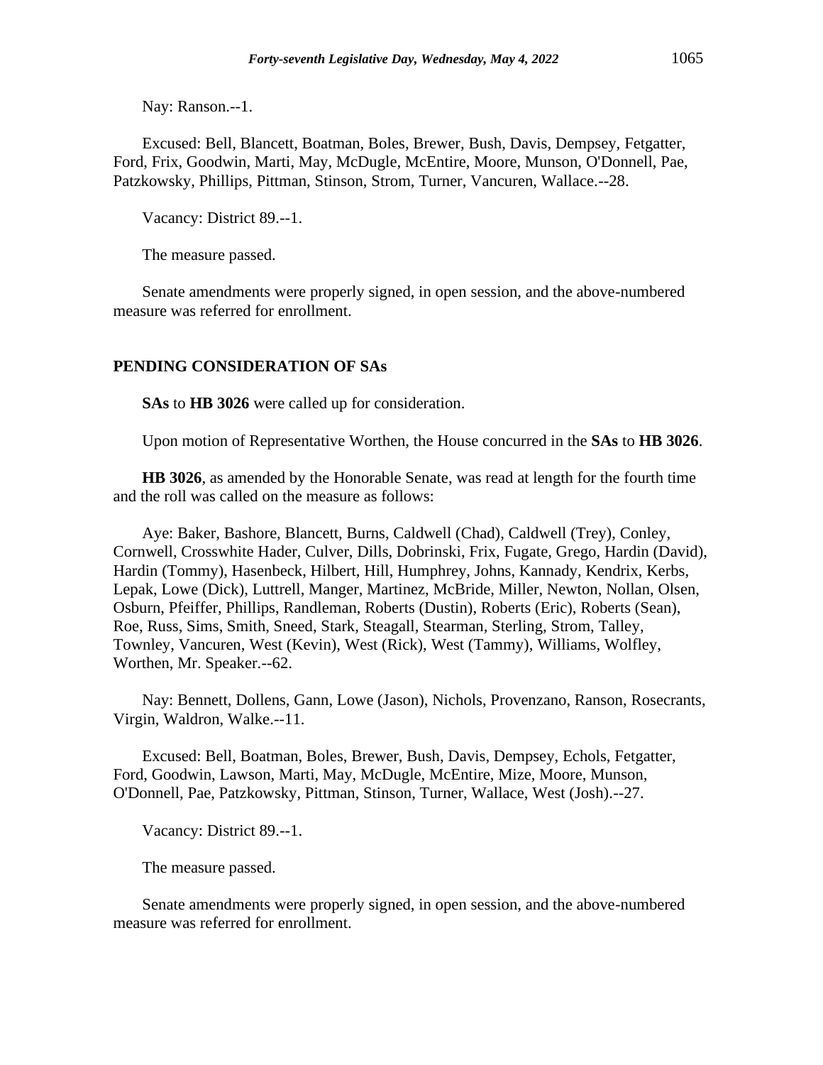Nay: Ranson.--1.

Excused: Bell, Blancett, Boatman, Boles, Brewer, Bush, Davis, Dempsey, Fetgatter, Ford, Frix, Goodwin, Marti, May, McDugle, McEntire, Moore, Munson, O'Donnell, Pae, Patzkowsky, Phillips, Pittman, Stinson, Strom, Turner, Vancuren, Wallace.--28.

Vacancy: District 89.--1.

The measure passed.

Senate amendments were properly signed, in open session, and the above-numbered measure was referred for enrollment.

**PENDING CONSIDERATION OF SAs**

**SAs** to **HB 3026** were called up for consideration.

Upon motion of Representative Worthen, the House concurred in the **SAs** to **HB 3026**.

**HB 3026**, as amended by the Honorable Senate, was read at length for the fourth time and the roll was called on the measure as follows:

Aye: Baker, Bashore, Blancett, Burns, Caldwell (Chad), Caldwell (Trey), Conley, Cornwell, Crosswhite Hader, Culver, Dills, Dobrinski, Frix, Fugate, Grego, Hardin (David), Hardin (Tommy), Hasenbeck, Hilbert, Hill, Humphrey, Johns, Kannady, Kendrix, Kerbs, Lepak, Lowe (Dick), Luttrell, Manger, Martinez, McBride, Miller, Newton, Nollan, Olsen, Osburn, Pfeiffer, Phillips, Randleman, Roberts (Dustin), Roberts (Eric), Roberts (Sean), Roe, Russ, Sims, Smith, Sneed, Stark, Steagall, Stearman, Sterling, Strom, Talley, Townley, Vancuren, West (Kevin), West (Rick), West (Tammy), Williams, Wolfley, Worthen, Mr. Speaker.--62.

Nay: Bennett, Dollens, Gann, Lowe (Jason), Nichols, Provenzano, Ranson, Rosecrants, Virgin, Waldron, Walke.--11.

Excused: Bell, Boatman, Boles, Brewer, Bush, Davis, Dempsey, Echols, Fetgatter, Ford, Goodwin, Lawson, Marti, May, McDugle, McEntire, Mize, Moore, Munson, O'Donnell, Pae, Patzkowsky, Pittman, Stinson, Turner, Wallace, West (Josh).--27.

Vacancy: District 89.--1.

The measure passed.

Senate amendments were properly signed, in open session, and the above-numbered measure was referred for enrollment.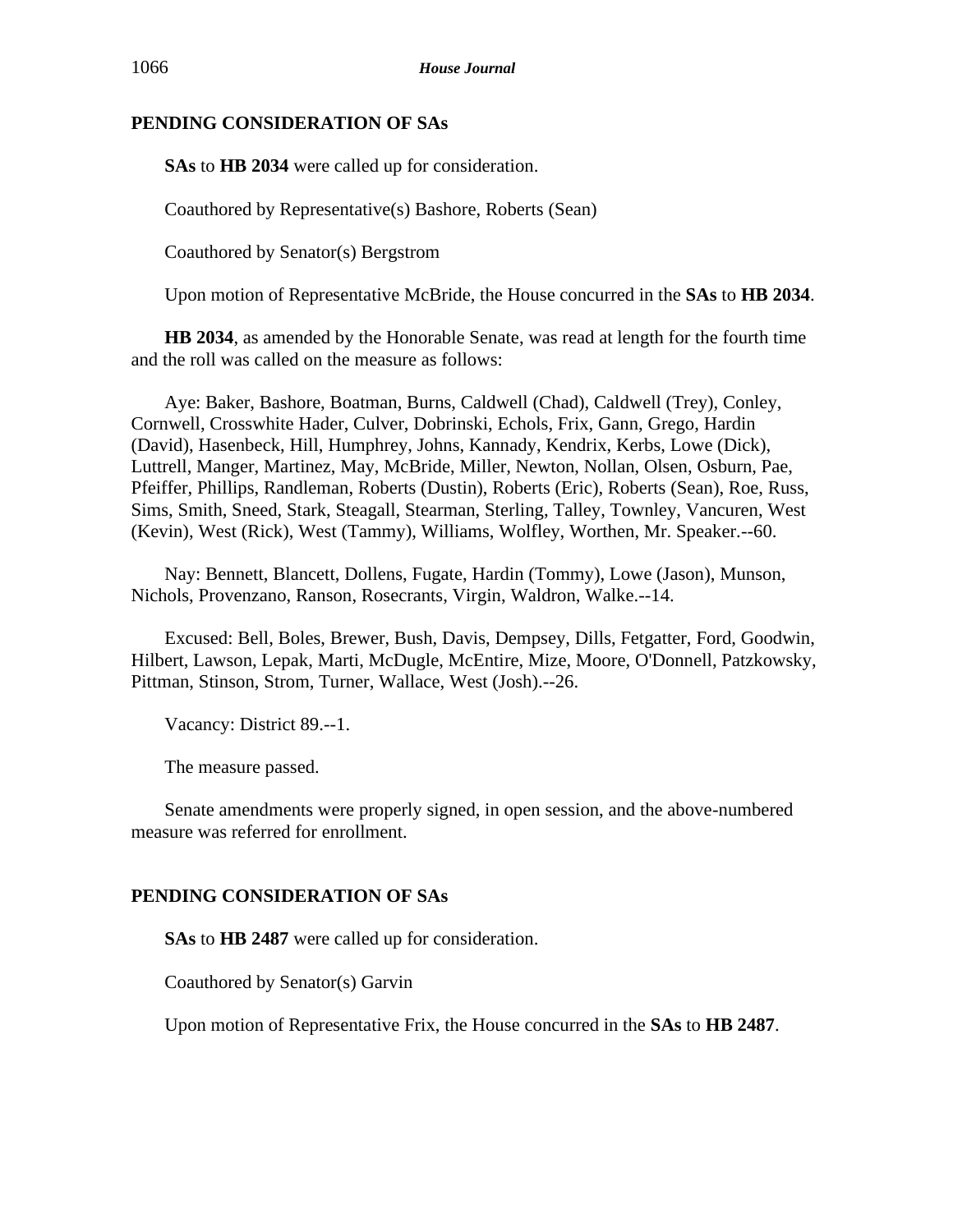## PENDING CONSIDERATION OF SAs

**SAs** to **HB 2034** were called up for consideration.

Coauthored by Representative(s) Bashore, Roberts (Sean)

Coauthored by Senator(s) Bergstrom

Upon motion of Representative McBride, the House concurred in the **SAs** to **HB 2034**.

**HB 2034**, as amended by the Honorable Senate, was read at length for the fourth time and the roll was called on the measure as follows:

Aye: Baker, Bashore, Boatman, Burns, Caldwell (Chad), Caldwell (Trey), Conley, Cornwell, Crosswhite Hader, Culver, Dobrinski, Echols, Frix, Gann, Grego, Hardin (David), Hasenbeck, Hill, Humphrey, Johns, Kannady, Kendrix, Kerbs, Lowe (Dick), Luttrell, Manger, Martinez, May, McBride, Miller, Newton, Nollan, Olsen, Osburn, Pae, Pfeiffer, Phillips, Randleman, Roberts (Dustin), Roberts (Eric), Roberts (Sean), Roe, Russ, Sims, Smith, Sneed, Stark, Steagall, Stearman, Sterling, Talley, Townley, Vancuren, West (Kevin), West (Rick), West (Tammy), Williams, Wolfley, Worthen, Mr. Speaker.--60.

Nay: Bennett, Blancett, Dollens, Fugate, Hardin (Tommy), Lowe (Jason), Munson, Nichols, Provenzano, Ranson, Rosecrants, Virgin, Waldron, Walke.--14.

Excused: Bell, Boles, Brewer, Bush, Davis, Dempsey, Dills, Fetgatter, Ford, Goodwin, Hilbert, Lawson, Lepak, Marti, McDugle, McEntire, Mize, Moore, O'Donnell, Patzkowsky, Pittman, Stinson, Strom, Turner, Wallace, West (Josh).--26.

Vacancy: District 89.--1.

The measure passed.

Senate amendments were properly signed, in open session, and the above-numbered measure was referred for enrollment.

## PENDING CONSIDERATION OF SAs

**SAs** to **HB 2487** were called up for consideration.

Coauthored by Senator(s) Garvin

Upon motion of Representative Frix, the House concurred in the **SAs** to **HB 2487**.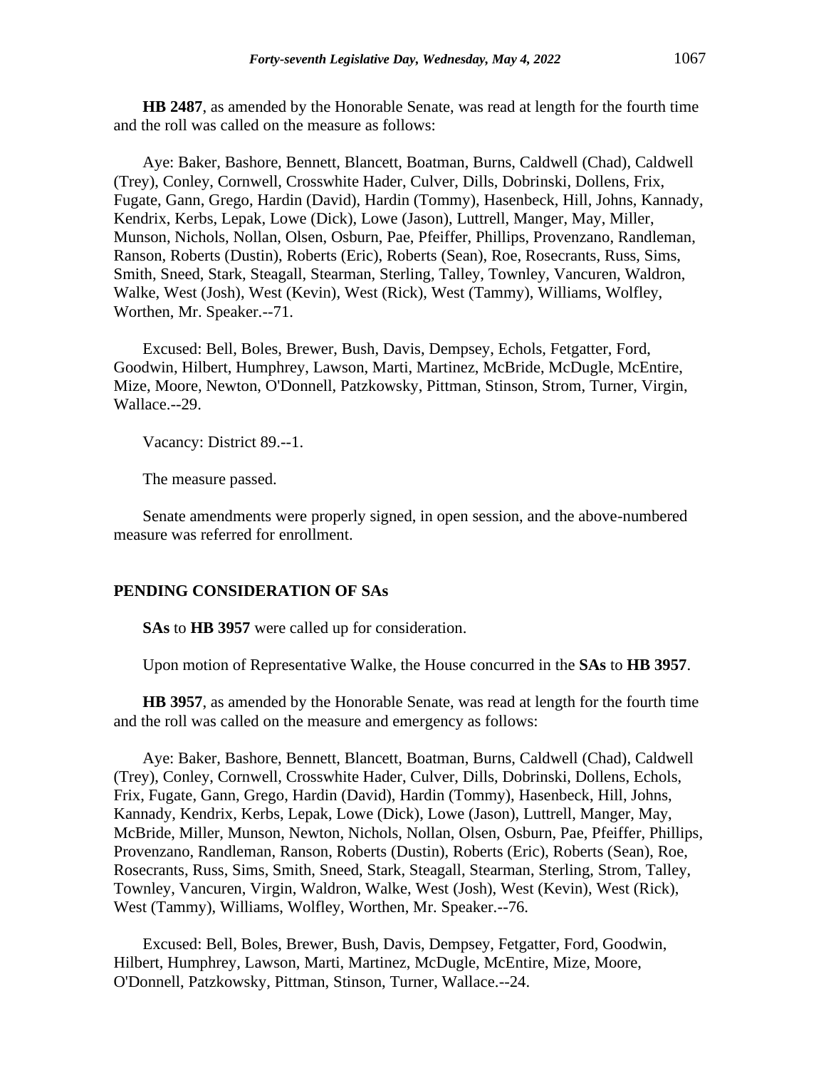**HB 2487**, as amended by the Honorable Senate, was read at length for the fourth time and the roll was called on the measure as follows:

Aye: Baker, Bashore, Bennett, Blancett, Boatman, Burns, Caldwell (Chad), Caldwell (Trey), Conley, Cornwell, Crosswhite Hader, Culver, Dills, Dobrinski, Dollens, Frix, Fugate, Gann, Grego, Hardin (David), Hardin (Tommy), Hasenbeck, Hill, Johns, Kannady, Kendrix, Kerbs, Lepak, Lowe (Dick), Lowe (Jason), Luttrell, Manger, May, Miller, Munson, Nichols, Nollan, Olsen, Osburn, Pae, Pfeiffer, Phillips, Provenzano, Randleman, Ranson, Roberts (Dustin), Roberts (Eric), Roberts (Sean), Roe, Rosecrants, Russ, Sims, Smith, Sneed, Stark, Steagall, Stearman, Sterling, Talley, Townley, Vancuren, Waldron, Walke, West (Josh), West (Kevin), West (Rick), West (Tammy), Williams, Wolfley, Worthen, Mr. Speaker.--71.

Excused: Bell, Boles, Brewer, Bush, Davis, Dempsey, Echols, Fetgatter, Ford, Goodwin, Hilbert, Humphrey, Lawson, Marti, Martinez, McBride, McDugle, McEntire, Mize, Moore, Newton, O'Donnell, Patzkowsky, Pittman, Stinson, Strom, Turner, Virgin, Wallace.--29.

Vacancy: District 89.--1.

The measure passed.

Senate amendments were properly signed, in open session, and the above-numbered measure was referred for enrollment.

**PENDING CONSIDERATION OF SAs**

**SAs** to **HB 3957** were called up for consideration.

Upon motion of Representative Walke, the House concurred in the **SAs** to **HB 3957**.

**HB 3957**, as amended by the Honorable Senate, was read at length for the fourth time and the roll was called on the measure and emergency as follows:

Aye: Baker, Bashore, Bennett, Blancett, Boatman, Burns, Caldwell (Chad), Caldwell (Trey), Conley, Cornwell, Crosswhite Hader, Culver, Dills, Dobrinski, Dollens, Echols, Frix, Fugate, Gann, Grego, Hardin (David), Hardin (Tommy), Hasenbeck, Hill, Johns, Kannady, Kendrix, Kerbs, Lepak, Lowe (Dick), Lowe (Jason), Luttrell, Manger, May, McBride, Miller, Munson, Newton, Nichols, Nollan, Olsen, Osburn, Pae, Pfeiffer, Phillips, Provenzano, Randleman, Ranson, Roberts (Dustin), Roberts (Eric), Roberts (Sean), Roe, Rosecrants, Russ, Sims, Smith, Sneed, Stark, Steagall, Stearman, Sterling, Strom, Talley, Townley, Vancuren, Virgin, Waldron, Walke, West (Josh), West (Kevin), West (Rick), West (Tammy), Williams, Wolfley, Worthen, Mr. Speaker.--76.

Excused: Bell, Boles, Brewer, Bush, Davis, Dempsey, Fetgatter, Ford, Goodwin, Hilbert, Humphrey, Lawson, Marti, Martinez, McDugle, McEntire, Mize, Moore, O'Donnell, Patzkowsky, Pittman, Stinson, Turner, Wallace.--24.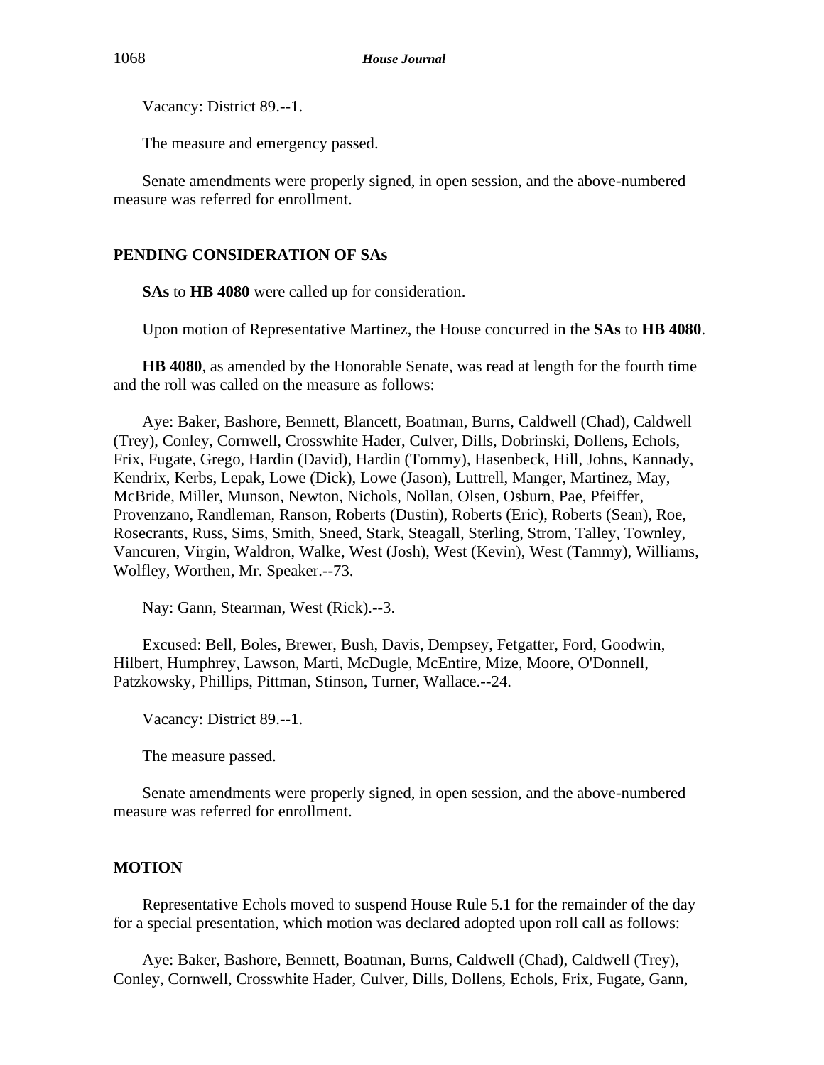Vacancy: District 89.--1.

The measure and emergency passed.

Senate amendments were properly signed, in open session, and the above-numbered measure was referred for enrollment.

## PENDING CONSIDERATION OF SAs

**SAs** to **HB 4080** were called up for consideration.

Upon motion of Representative Martinez, the House concurred in the **SAs** to **HB 4080**.

**HB 4080**, as amended by the Honorable Senate, was read at length for the fourth time and the roll was called on the measure as follows:

Aye: Baker, Bashore, Bennett, Blancett, Boatman, Burns, Caldwell (Chad), Caldwell (Trey), Conley, Cornwell, Crosswhite Hader, Culver, Dills, Dobrinski, Dollens, Echols, Frix, Fugate, Grego, Hardin (David), Hardin (Tommy), Hasenbeck, Hill, Johns, Kannady, Kendrix, Kerbs, Lepak, Lowe (Dick), Lowe (Jason), Luttrell, Manger, Martinez, May, McBride, Miller, Munson, Newton, Nichols, Nollan, Olsen, Osburn, Pae, Pfeiffer, Provenzano, Randleman, Ranson, Roberts (Dustin), Roberts (Eric), Roberts (Sean), Roe, Rosecrants, Russ, Sims, Smith, Sneed, Stark, Steagall, Sterling, Strom, Talley, Townley, Vancuren, Virgin, Waldron, Walke, West (Josh), West (Kevin), West (Tammy), Williams, Wolfley, Worthen, Mr. Speaker.--73.

Nay: Gann, Stearman, West (Rick).--3.

Excused: Bell, Boles, Brewer, Bush, Davis, Dempsey, Fetgatter, Ford, Goodwin, Hilbert, Humphrey, Lawson, Marti, McDugle, McEntire, Mize, Moore, O'Donnell, Patzkowsky, Phillips, Pittman, Stinson, Turner, Wallace.--24.

Vacancy: District 89.--1.

The measure passed.

Senate amendments were properly signed, in open session, and the above-numbered measure was referred for enrollment.

## MOTION

Representative Echols moved to suspend House Rule 5.1 for the remainder of the day for a special presentation, which motion was declared adopted upon roll call as follows:

Aye: Baker, Bashore, Bennett, Boatman, Burns, Caldwell (Chad), Caldwell (Trey), Conley, Cornwell, Crosswhite Hader, Culver, Dills, Dollens, Echols, Frix, Fugate, Gann,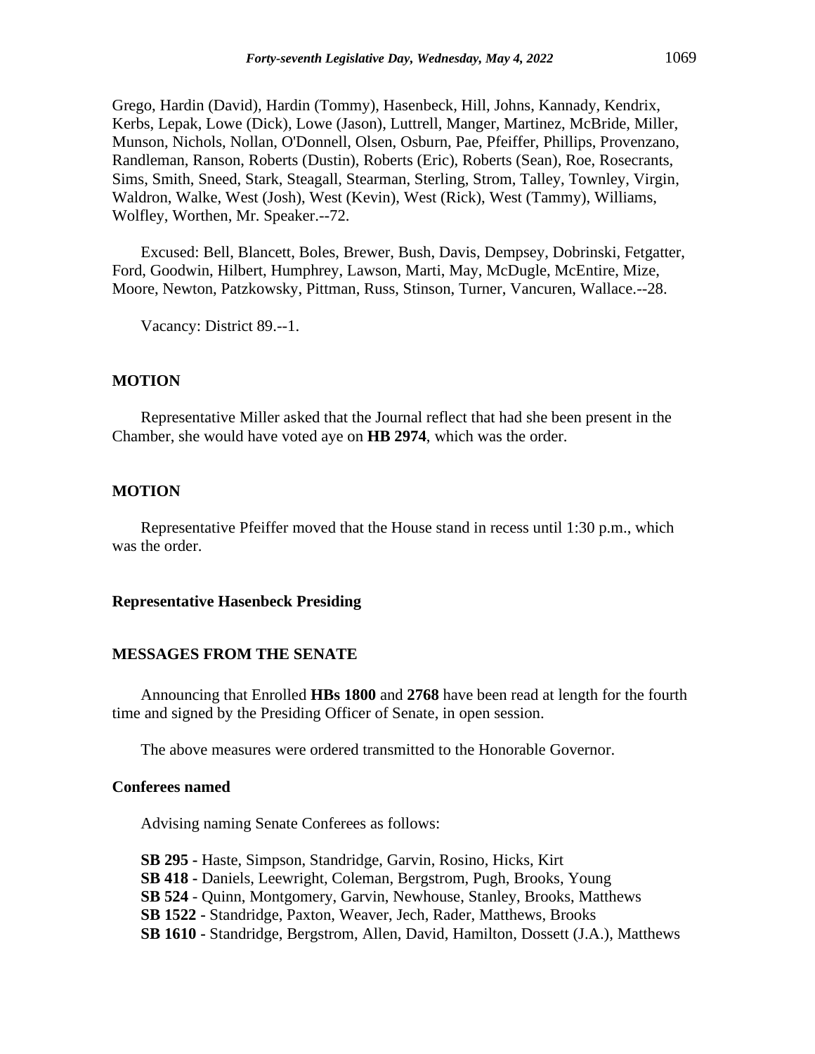Grego, Hardin (David), Hardin (Tommy), Hasenbeck, Hill, Johns, Kannady, Kendrix, Kerbs, Lepak, Lowe (Dick), Lowe (Jason), Luttrell, Manger, Martinez, McBride, Miller, Munson, Nichols, Nollan, O'Donnell, Olsen, Osburn, Pae, Pfeiffer, Phillips, Provenzano, Randleman, Ranson, Roberts (Dustin), Roberts (Eric), Roberts (Sean), Roe, Rosecrants, Sims, Smith, Sneed, Stark, Steagall, Stearman, Sterling, Strom, Talley, Townley, Virgin, Waldron, Walke, West (Josh), West (Kevin), West (Rick), West (Tammy), Williams, Wolfley, Worthen, Mr. Speaker.--72.

Excused: Bell, Blancett, Boles, Brewer, Bush, Davis, Dempsey, Dobrinski, Fetgatter, Ford, Goodwin, Hilbert, Humphrey, Lawson, Marti, May, McDugle, McEntire, Mize, Moore, Newton, Patzkowsky, Pittman, Russ, Stinson, Turner, Vancuren, Wallace.--28.

Vacancy: District 89.--1.

**MOTION**

Representative Miller asked that the Journal reflect that had she been present in the Chamber, she would have voted aye on **HB 2974**, which was the order.

**MOTION**

Representative Pfeiffer moved that the House stand in recess until 1:30 p.m., which was the order.

**Representative Hasenbeck Presiding**

**MESSAGES FROM THE SENATE**

Announcing that Enrolled **HBs 1800** and **2768** have been read at length for the fourth time and signed by the Presiding Officer of Senate, in open session.

The above measures were ordered transmitted to the Honorable Governor.

**Conferees named**

Advising naming Senate Conferees as follows:

**SB 295 -** Haste, Simpson, Standridge, Garvin, Rosino, Hicks, Kirt
**SB 418 -** Daniels, Leewright, Coleman, Bergstrom, Pugh, Brooks, Young
**SB 524** - Quinn, Montgomery, Garvin, Newhouse, Stanley, Brooks, Matthews
**SB 1522 -** Standridge, Paxton, Weaver, Jech, Rader, Matthews, Brooks
**SB 1610 -** Standridge, Bergstrom, Allen, David, Hamilton, Dossett (J.A.), Matthews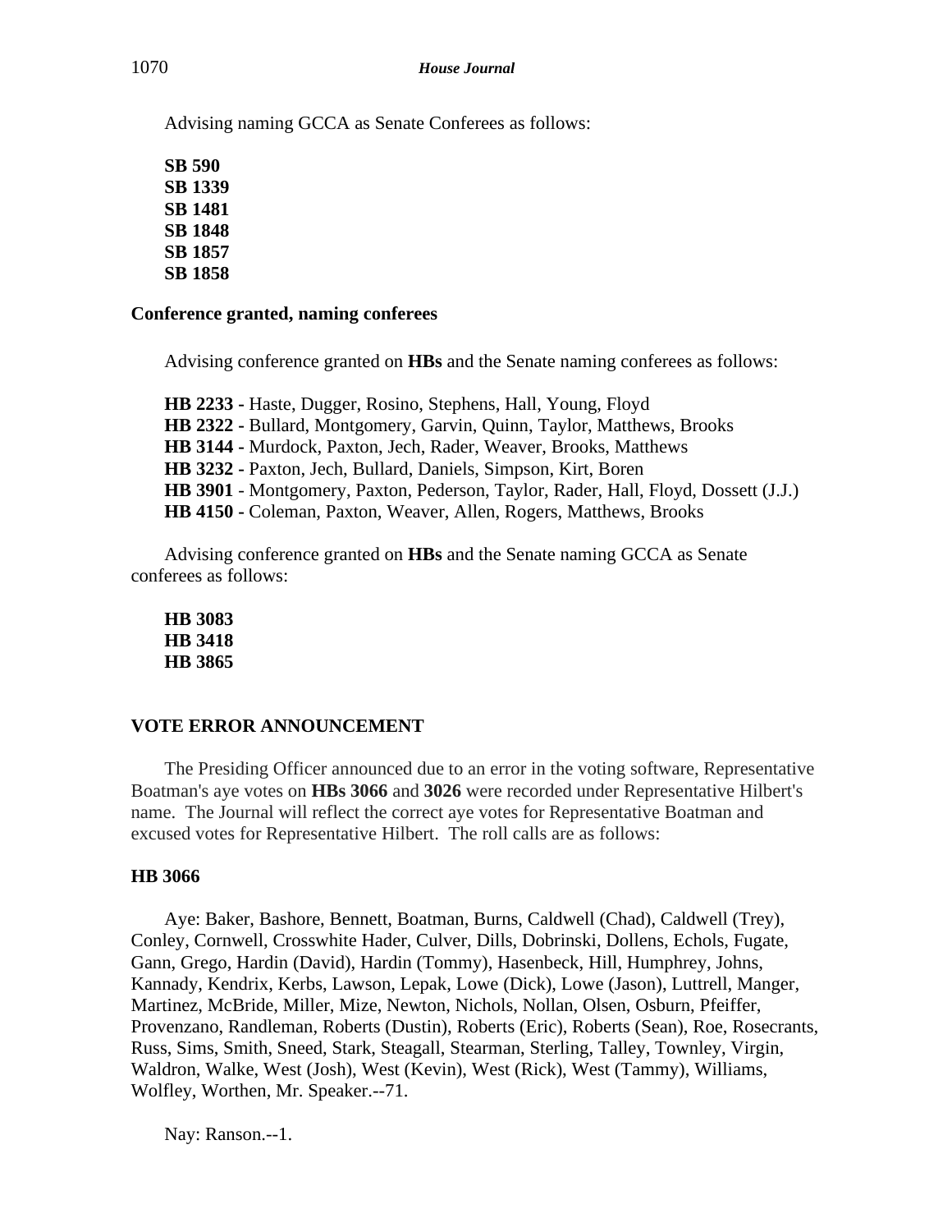Advising naming GCCA as Senate Conferees as follows:

**SB 590**
**SB 1339**
**SB 1481**
**SB 1848**
**SB 1857**
**SB 1858**

**Conference granted, naming conferees**

Advising conference granted on **HBs** and the Senate naming conferees as follows:

**HB 2233 -** Haste, Dugger, Rosino, Stephens, Hall, Young, Floyd
**HB 2322 -** Bullard, Montgomery, Garvin, Quinn, Taylor, Matthews, Brooks
**HB 3144 -** Murdock, Paxton, Jech, Rader, Weaver, Brooks, Matthews
**HB 3232 -** Paxton, Jech, Bullard, Daniels, Simpson, Kirt, Boren
**HB 3901** - Montgomery, Paxton, Pederson, Taylor, Rader, Hall, Floyd, Dossett (J.J.)
**HB 4150 -** Coleman, Paxton, Weaver, Allen, Rogers, Matthews, Brooks

Advising conference granted on **HBs** and the Senate naming GCCA as Senate conferees as follows:

**HB 3083**
**HB 3418**
**HB 3865**

## VOTE ERROR ANNOUNCEMENT

The Presiding Officer announced due to an error in the voting software, Representative Boatman's aye votes on **HBs 3066** and **3026** were recorded under Representative Hilbert's name. The Journal will reflect the correct aye votes for Representative Boatman and excused votes for Representative Hilbert. The roll calls are as follows:

### HB 3066

Aye: Baker, Bashore, Bennett, Boatman, Burns, Caldwell (Chad), Caldwell (Trey), Conley, Cornwell, Crosswhite Hader, Culver, Dills, Dobrinski, Dollens, Echols, Fugate, Gann, Grego, Hardin (David), Hardin (Tommy), Hasenbeck, Hill, Humphrey, Johns, Kannady, Kendrix, Kerbs, Lawson, Lepak, Lowe (Dick), Lowe (Jason), Luttrell, Manger, Martinez, McBride, Miller, Mize, Newton, Nichols, Nollan, Olsen, Osburn, Pfeiffer, Provenzano, Randleman, Roberts (Dustin), Roberts (Eric), Roberts (Sean), Roe, Rosecrants, Russ, Sims, Smith, Sneed, Stark, Steagall, Stearman, Sterling, Talley, Townley, Virgin, Waldron, Walke, West (Josh), West (Kevin), West (Rick), West (Tammy), Williams, Wolfley, Worthen, Mr. Speaker.--71.

Nay: Ranson.--1.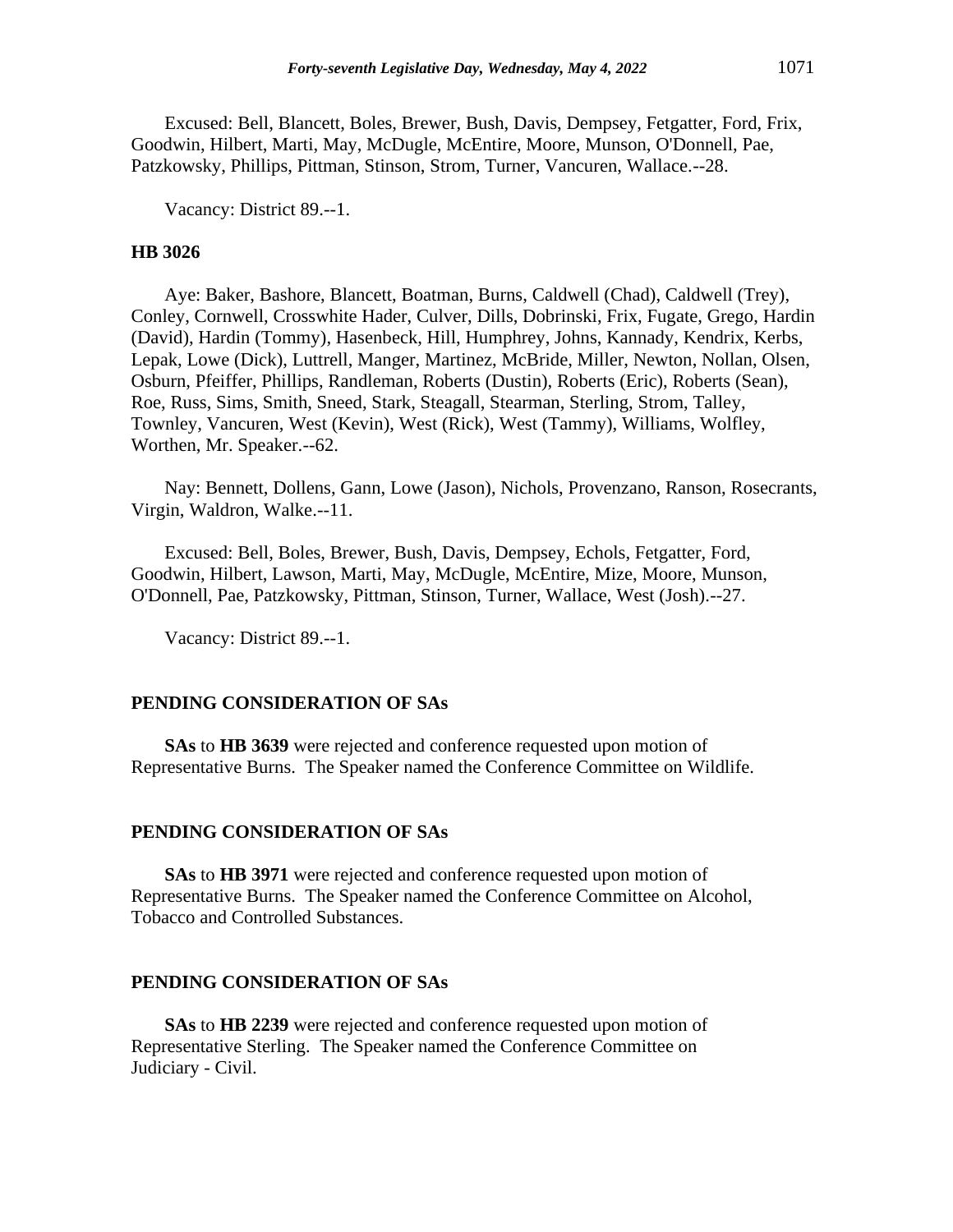Excused: Bell, Blancett, Boles, Brewer, Bush, Davis, Dempsey, Fetgatter, Ford, Frix, Goodwin, Hilbert, Marti, May, McDugle, McEntire, Moore, Munson, O'Donnell, Pae, Patzkowsky, Phillips, Pittman, Stinson, Strom, Turner, Vancuren, Wallace.--28.

Vacancy: District 89.--1.

**HB 3026**

Aye: Baker, Bashore, Blancett, Boatman, Burns, Caldwell (Chad), Caldwell (Trey), Conley, Cornwell, Crosswhite Hader, Culver, Dills, Dobrinski, Frix, Fugate, Grego, Hardin (David), Hardin (Tommy), Hasenbeck, Hill, Humphrey, Johns, Kannady, Kendrix, Kerbs, Lepak, Lowe (Dick), Luttrell, Manger, Martinez, McBride, Miller, Newton, Nollan, Olsen, Osburn, Pfeiffer, Phillips, Randleman, Roberts (Dustin), Roberts (Eric), Roberts (Sean), Roe, Russ, Sims, Smith, Sneed, Stark, Steagall, Stearman, Sterling, Strom, Talley, Townley, Vancuren, West (Kevin), West (Rick), West (Tammy), Williams, Wolfley, Worthen, Mr. Speaker.--62.

Nay: Bennett, Dollens, Gann, Lowe (Jason), Nichols, Provenzano, Ranson, Rosecrants, Virgin, Waldron, Walke.--11.

Excused: Bell, Boles, Brewer, Bush, Davis, Dempsey, Echols, Fetgatter, Ford, Goodwin, Hilbert, Lawson, Marti, May, McDugle, McEntire, Mize, Moore, Munson, O'Donnell, Pae, Patzkowsky, Pittman, Stinson, Turner, Wallace, West (Josh).--27.

Vacancy: District 89.--1.

**PENDING CONSIDERATION OF SAs**

**SAs** to **HB 3639** were rejected and conference requested upon motion of Representative Burns. The Speaker named the Conference Committee on Wildlife.

**PENDING CONSIDERATION OF SAs**

**SAs** to **HB 3971** were rejected and conference requested upon motion of Representative Burns. The Speaker named the Conference Committee on Alcohol, Tobacco and Controlled Substances.

**PENDING CONSIDERATION OF SAs**

**SAs** to **HB 2239** were rejected and conference requested upon motion of Representative Sterling. The Speaker named the Conference Committee on Judiciary - Civil.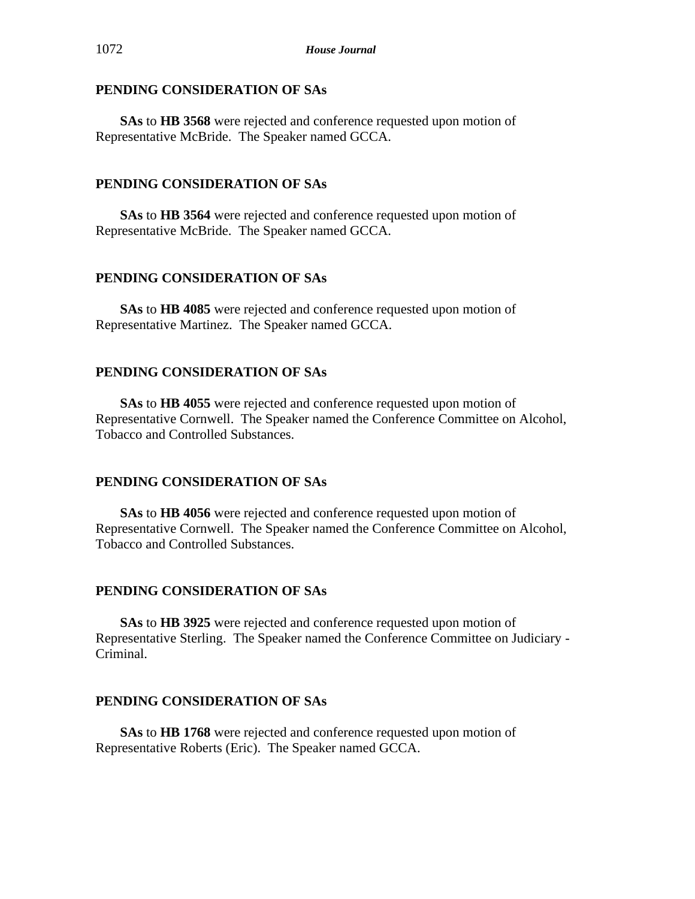## PENDING CONSIDERATION OF SAs

**SAs** to **HB 3568** were rejected and conference requested upon motion of Representative McBride. The Speaker named GCCA.

## PENDING CONSIDERATION OF SAs

**SAs** to **HB 3564** were rejected and conference requested upon motion of Representative McBride. The Speaker named GCCA.

## PENDING CONSIDERATION OF SAs

**SAs** to **HB 4085** were rejected and conference requested upon motion of Representative Martinez. The Speaker named GCCA.

## PENDING CONSIDERATION OF SAs

**SAs** to **HB 4055** were rejected and conference requested upon motion of Representative Cornwell. The Speaker named the Conference Committee on Alcohol, Tobacco and Controlled Substances.

## PENDING CONSIDERATION OF SAs

**SAs** to **HB 4056** were rejected and conference requested upon motion of Representative Cornwell. The Speaker named the Conference Committee on Alcohol, Tobacco and Controlled Substances.

## PENDING CONSIDERATION OF SAs

**SAs** to **HB 3925** were rejected and conference requested upon motion of Representative Sterling. The Speaker named the Conference Committee on Judiciary - Criminal.

## PENDING CONSIDERATION OF SAs

**SAs** to **HB 1768** were rejected and conference requested upon motion of Representative Roberts (Eric). The Speaker named GCCA.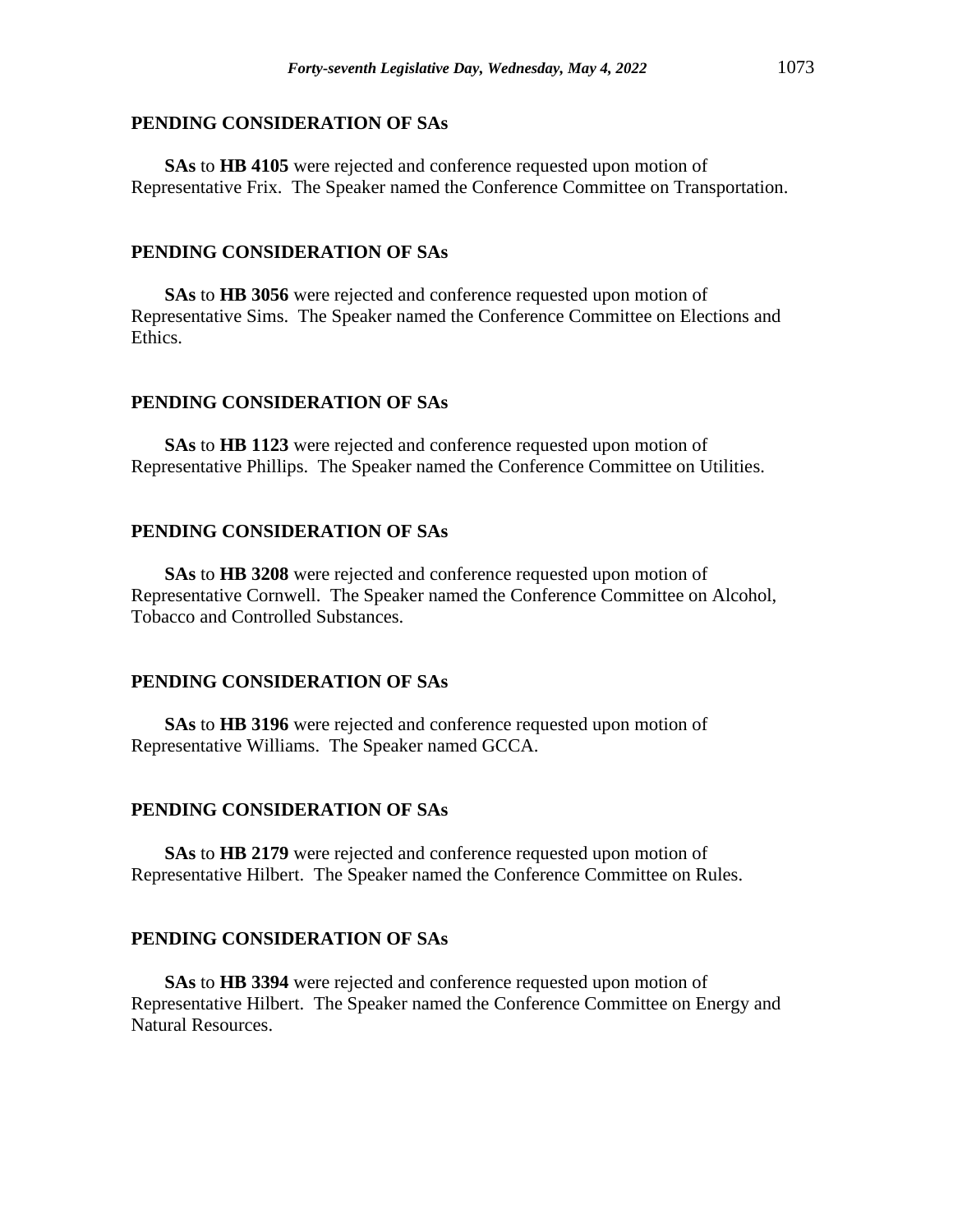**PENDING CONSIDERATION OF SAs**

**SAs** to **HB 4105** were rejected and conference requested upon motion of Representative Frix. The Speaker named the Conference Committee on Transportation.

**PENDING CONSIDERATION OF SAs**

**SAs** to **HB 3056** were rejected and conference requested upon motion of Representative Sims. The Speaker named the Conference Committee on Elections and Ethics.

**PENDING CONSIDERATION OF SAs**

**SAs** to **HB 1123** were rejected and conference requested upon motion of Representative Phillips. The Speaker named the Conference Committee on Utilities.

**PENDING CONSIDERATION OF SAs**

**SAs** to **HB 3208** were rejected and conference requested upon motion of Representative Cornwell. The Speaker named the Conference Committee on Alcohol, Tobacco and Controlled Substances.

**PENDING CONSIDERATION OF SAs**

**SAs** to **HB 3196** were rejected and conference requested upon motion of Representative Williams. The Speaker named GCCA.

**PENDING CONSIDERATION OF SAs**

**SAs** to **HB 2179** were rejected and conference requested upon motion of Representative Hilbert. The Speaker named the Conference Committee on Rules.

**PENDING CONSIDERATION OF SAs**

**SAs** to **HB 3394** were rejected and conference requested upon motion of Representative Hilbert. The Speaker named the Conference Committee on Energy and Natural Resources.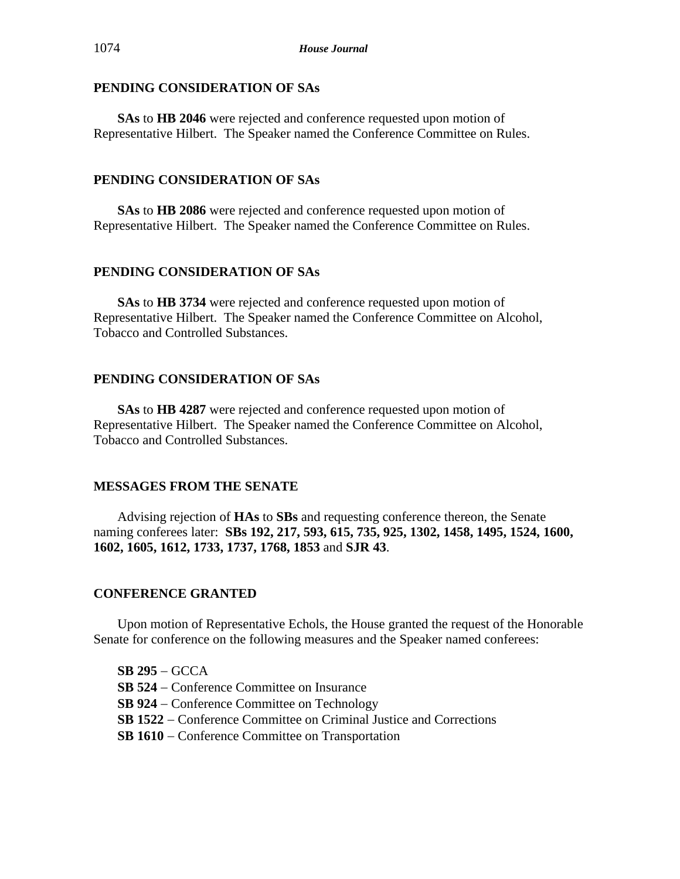## PENDING CONSIDERATION OF SAs

**SAs** to **HB 2046** were rejected and conference requested upon motion of Representative Hilbert. The Speaker named the Conference Committee on Rules.

## PENDING CONSIDERATION OF SAs

**SAs** to **HB 2086** were rejected and conference requested upon motion of Representative Hilbert. The Speaker named the Conference Committee on Rules.

## PENDING CONSIDERATION OF SAs

**SAs** to **HB 3734** were rejected and conference requested upon motion of Representative Hilbert. The Speaker named the Conference Committee on Alcohol, Tobacco and Controlled Substances.

## PENDING CONSIDERATION OF SAs

**SAs** to **HB 4287** were rejected and conference requested upon motion of Representative Hilbert. The Speaker named the Conference Committee on Alcohol, Tobacco and Controlled Substances.

## MESSAGES FROM THE SENATE

Advising rejection of **HAs** to **SBs** and requesting conference thereon, the Senate naming conferees later: **SBs 192, 217, 593, 615, 735, 925, 1302, 1458, 1495, 1524, 1600, 1602, 1605, 1612, 1733, 1737, 1768, 1853** and **SJR 43**.

## CONFERENCE GRANTED

Upon motion of Representative Echols, the House granted the request of the Honorable Senate for conference on the following measures and the Speaker named conferees:

**SB 295** – GCCA
**SB 524** – Conference Committee on Insurance
**SB 924** – Conference Committee on Technology
**SB 1522** – Conference Committee on Criminal Justice and Corrections
**SB 1610** – Conference Committee on Transportation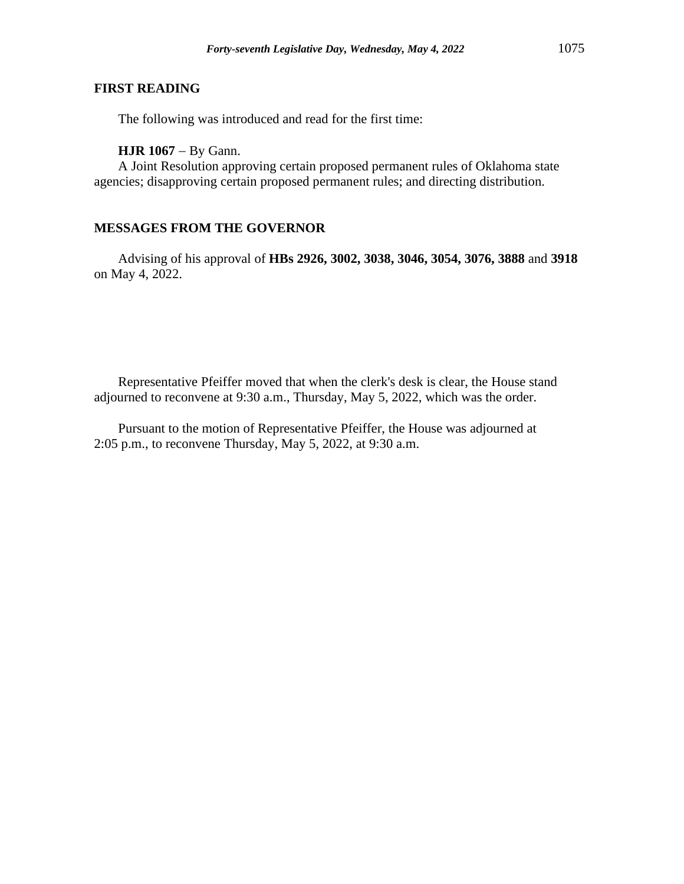## FIRST READING

The following was introduced and read for the first time:

**HJR 1067** – By Gann.
A Joint Resolution approving certain proposed permanent rules of Oklahoma state agencies; disapproving certain proposed permanent rules; and directing distribution.

## MESSAGES FROM THE GOVERNOR

Advising of his approval of **HBs 2926, 3002, 3038, 3046, 3054, 3076, 3888** and **3918** on May 4, 2022.

Representative Pfeiffer moved that when the clerk's desk is clear, the House stand adjourned to reconvene at 9:30 a.m., Thursday, May 5, 2022, which was the order.

Pursuant to the motion of Representative Pfeiffer, the House was adjourned at 2:05 p.m., to reconvene Thursday, May 5, 2022, at 9:30 a.m.